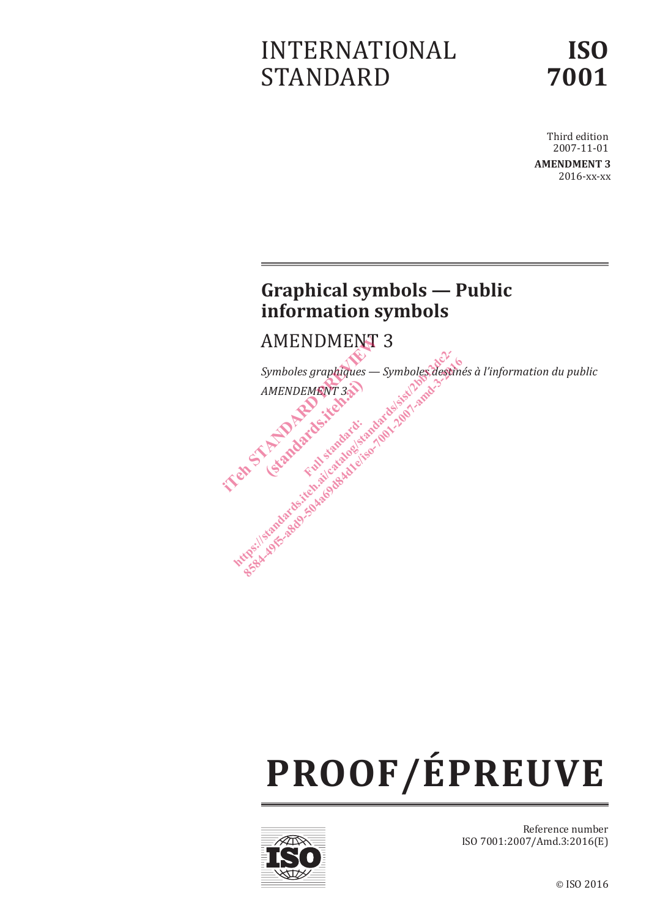# INTERNATIONAL STANDARD

# ISO 7001

Third edition
2007-11-01

**AMENDMENT 3**
2016-xx-xx

## Graphical symbols — Public information symbols

AMENDMENT 3

*Symboles graphiques — Symboles destinés à l'information du public*

*AMENDEMENT 3*

# PROOF/ÉPREUVE

Reference number
ISO 7001:2007/Amd.3:2016(E)

© ISO 2016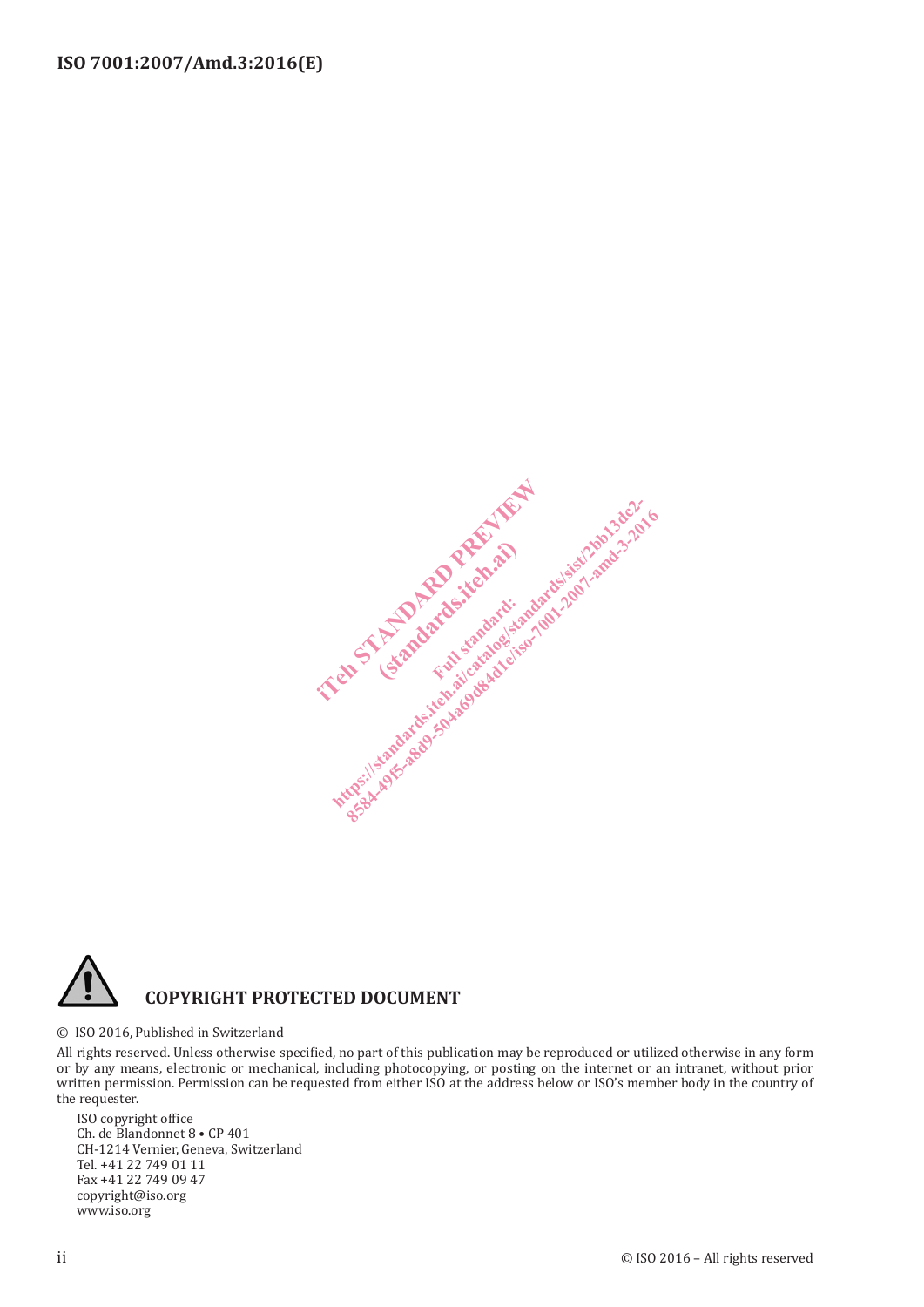**COPYRIGHT PROTECTED DOCUMENT**

© ISO 2016, Published in Switzerland

All rights reserved. Unless otherwise specified, no part of this publication may be reproduced or utilized otherwise in any form or by any means, electronic or mechanical, including photocopying, or posting on the internet or an intranet, without prior written permission. Permission can be requested from either ISO at the address below or ISO's member body in the country of the requester.

ISO copyright office
Ch. de Blandonnet 8 • CP 401
CH-1214 Vernier, Geneva, Switzerland
Tel. +41 22 749 01 11
Fax +41 22 749 09 47
copyright@iso.org
www.iso.org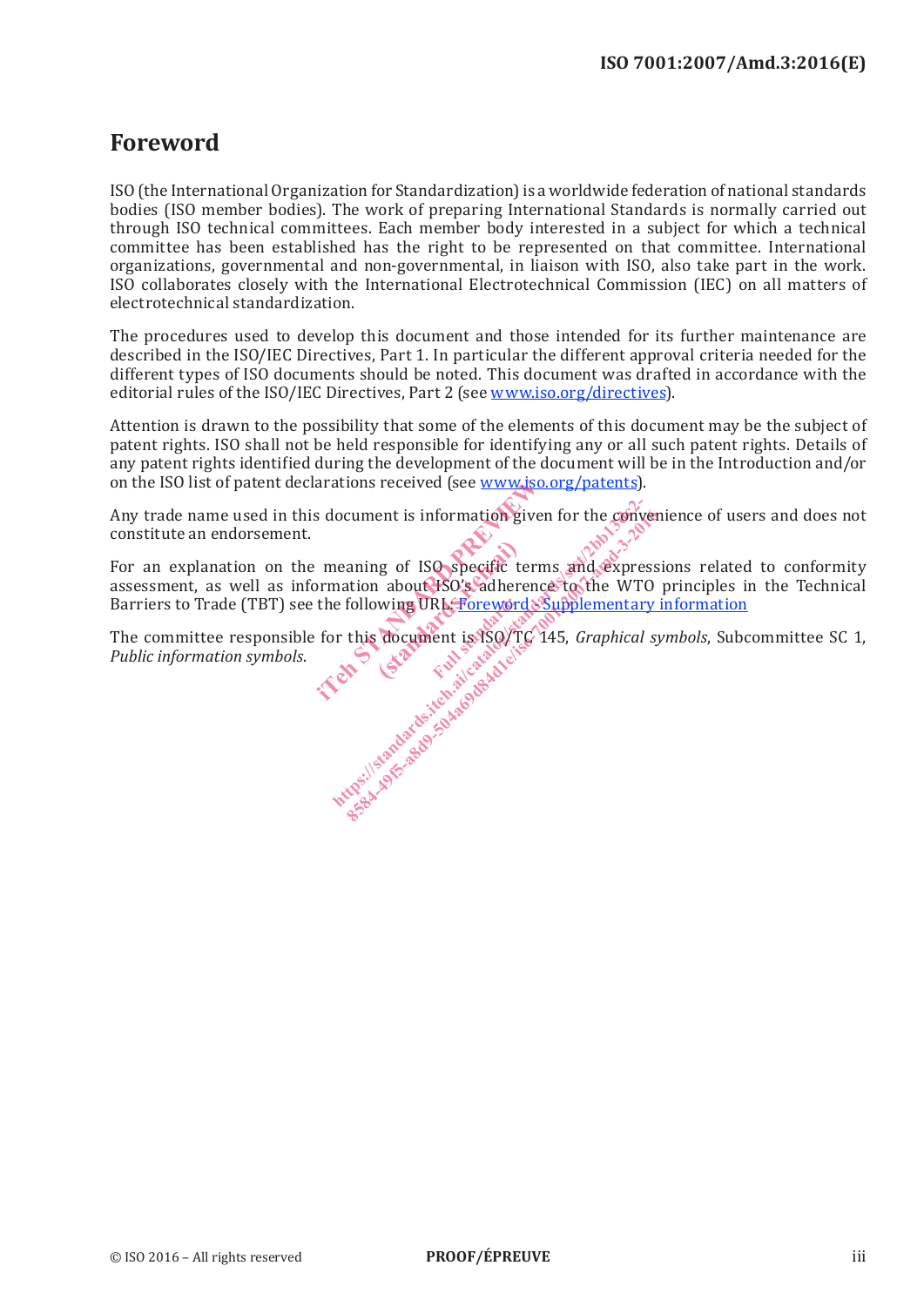# Foreword

ISO (the International Organization for Standardization) is a worldwide federation of national standards bodies (ISO member bodies). The work of preparing International Standards is normally carried out through ISO technical committees. Each member body interested in a subject for which a technical committee has been established has the right to be represented on that committee. International organizations, governmental and non-governmental, in liaison with ISO, also take part in the work. ISO collaborates closely with the International Electrotechnical Commission (IEC) on all matters of electrotechnical standardization.

The procedures used to develop this document and those intended for its further maintenance are described in the ISO/IEC Directives, Part 1. In particular the different approval criteria needed for the different types of ISO documents should be noted. This document was drafted in accordance with the editorial rules of the ISO/IEC Directives, Part 2 (see www.iso.org/directives).

Attention is drawn to the possibility that some of the elements of this document may be the subject of patent rights. ISO shall not be held responsible for identifying any or all such patent rights. Details of any patent rights identified during the development of the document will be in the Introduction and/or on the ISO list of patent declarations received (see www.iso.org/patents).

Any trade name used in this document is information given for the convenience of users and does not constitute an endorsement.

For an explanation on the meaning of ISO specific terms and expressions related to conformity assessment, as well as information about ISO's adherence to the WTO principles in the Technical Barriers to Trade (TBT) see the following URL: Foreword - Supplementary information

The committee responsible for this document is ISO/TC 145, *Graphical symbols*, Subcommittee SC 1, *Public information symbols*.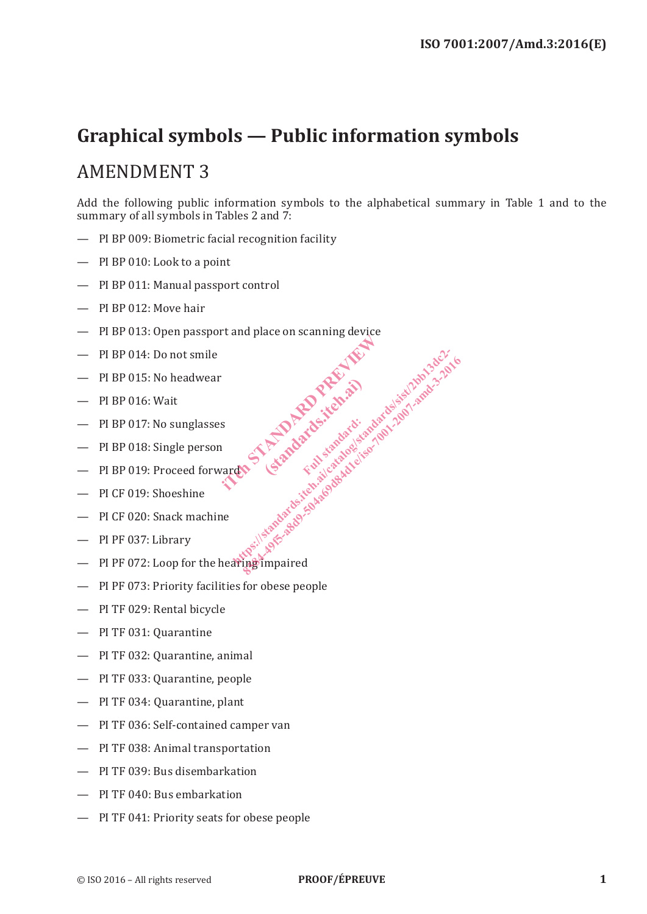# Graphical symbols — Public information symbols

## AMENDMENT 3

Add the following public information symbols to the alphabetical summary in Table 1 and to the summary of all symbols in Tables 2 and 7:

- PI BP 009: Biometric facial recognition facility
- PI BP 010: Look to a point
- PI BP 011: Manual passport control
- PI BP 012: Move hair
- PI BP 013: Open passport and place on scanning device
- PI BP 014: Do not smile
- PI BP 015: No headwear
- PI BP 016: Wait
- PI BP 017: No sunglasses
- PI BP 018: Single person
- PI BP 019: Proceed forward
- PI CF 019: Shoeshine
- PI CF 020: Snack machine
- PI PF 037: Library
- PI PF 072: Loop for the hearing impaired
- PI PF 073: Priority facilities for obese people
- PI TF 029: Rental bicycle
- PI TF 031: Quarantine
- PI TF 032: Quarantine, animal
- PI TF 033: Quarantine, people
- PI TF 034: Quarantine, plant
- PI TF 036: Self-contained camper van
- PI TF 038: Animal transportation
- PI TF 039: Bus disembarkation
- PI TF 040: Bus embarkation
- PI TF 041: Priority seats for obese people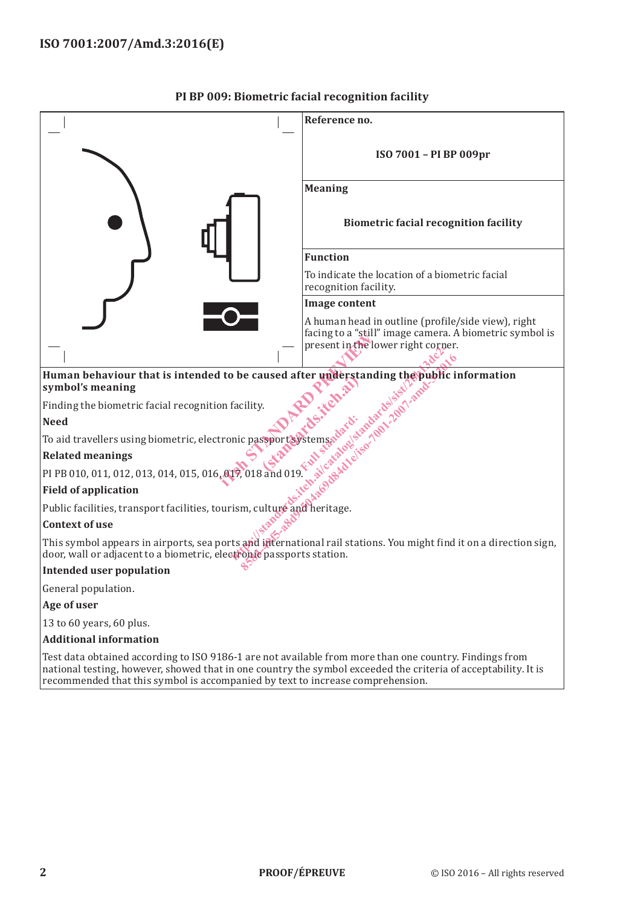## PI BP 009: Biometric facial recognition facility

**Reference no.**

ISO 7001 – PI BP 009pr

**Meaning**

**Biometric facial recognition facility**

**Function**

To indicate the location of a biometric facial recognition facility.

**Image content**

A human head in outline (profile/side view), right facing to a “still” image camera. A biometric symbol is present in the lower right corner.

**Human behaviour that is intended to be caused after understanding the public information symbol’s meaning**

Finding the biometric facial recognition facility.

**Need**

To aid travellers using biometric, electronic passport systems.

**Related meanings**

PI PB 010, 011, 012, 013, 014, 015, 016, 017, 018 and 019.

**Field of application**

Public facilities, transport facilities, tourism, culture and heritage.

**Context of use**

This symbol appears in airports, sea ports and international rail stations. You might find it on a direction sign, door, wall or adjacent to a biometric, electronic passports station.

**Intended user population**

General population.

**Age of user**

13 to 60 years, 60 plus.

**Additional information**

Test data obtained according to ISO 9186-1 are not available from more than one country. Findings from national testing, however, showed that in one country the symbol exceeded the criteria of acceptability. It is recommended that this symbol is accompanied by text to increase comprehension.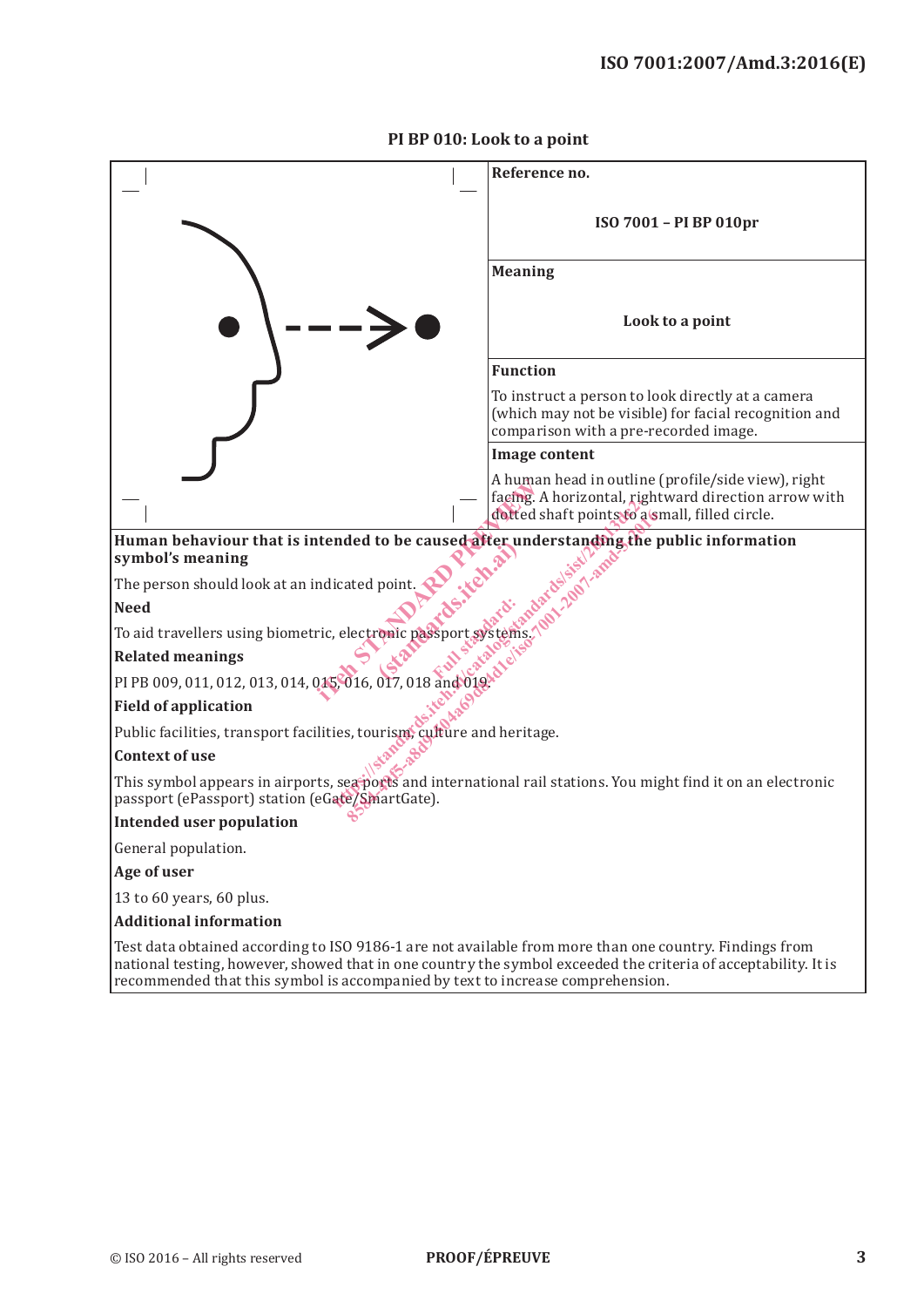**PI BP 010: Look to a point**

**Reference no.**

ISO 7001 – PI BP 010pr

**Meaning**

Look to a point

**Function**

To instruct a person to look directly at a camera (which may not be visible) for facial recognition and comparison with a pre-recorded image.

**Image content**

A human head in outline (profile/side view), right facing. A horizontal, rightward direction arrow with dotted shaft points to a small, filled circle.

**Human behaviour that is intended to be caused after understanding the public information symbol's meaning**

The person should look at an indicated point.

**Need**

To aid travellers using biometric, electronic passport systems.

**Related meanings**

PI PB 009, 011, 012, 013, 014, 015, 016, 017, 018 and 019.

**Field of application**

Public facilities, transport facilities, tourism, culture and heritage.

**Context of use**

This symbol appears in airports, sea ports and international rail stations. You might find it on an electronic passport (ePassport) station (eGate/SmartGate).

**Intended user population**

General population.

**Age of user**

13 to 60 years, 60 plus.

**Additional information**

Test data obtained according to ISO 9186-1 are not available from more than one country. Findings from national testing, however, showed that in one country the symbol exceeded the criteria of acceptability. It is recommended that this symbol is accompanied by text to increase comprehension.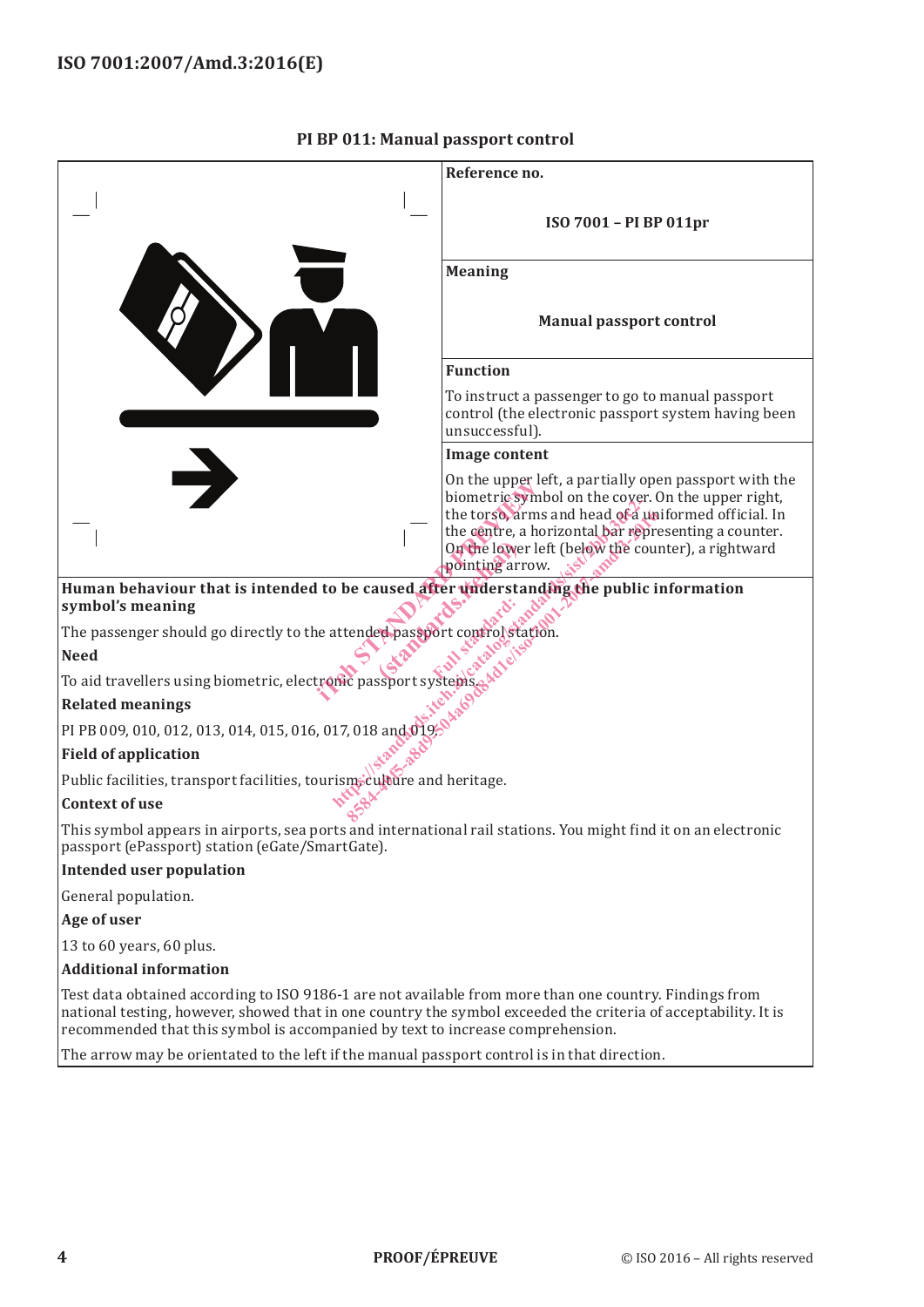**PI BP 011: Manual passport control**

| | |
|---|---|
| | **Reference no.**<br><br>ISO 7001 – PI BP 011pr |
| | **Meaning**<br><br>**Manual passport control** |
| | **Function**<br><br>To instruct a passenger to go to manual passport control (the electronic passport system having been unsuccessful). |
| | **Image content**<br><br>On the upper left, a partially open passport with the biometric symbol on the cover. On the upper right, the torso, arms and head of a uniformed official. In the centre, a horizontal bar representing a counter. On the lower left (below the counter), a rightward pointing arrow. |

**Human behaviour that is intended to be caused after understanding the public information symbol's meaning**

The passenger should go directly to the attended passport control station.

**Need**

To aid travellers using biometric, electronic passport systems.

**Related meanings**

PI PB 009, 010, 012, 013, 014, 015, 016, 017, 018 and 019.

**Field of application**

Public facilities, transport facilities, tourism, culture and heritage.

**Context of use**

This symbol appears in airports, sea ports and international rail stations. You might find it on an electronic passport (ePassport) station (eGate/SmartGate).

**Intended user population**

General population.

**Age of user**

13 to 60 years, 60 plus.

**Additional information**

Test data obtained according to ISO 9186-1 are not available from more than one country. Findings from national testing, however, showed that in one country the symbol exceeded the criteria of acceptability. It is recommended that this symbol is accompanied by text to increase comprehension.

The arrow may be orientated to the left if the manual passport control is in that direction.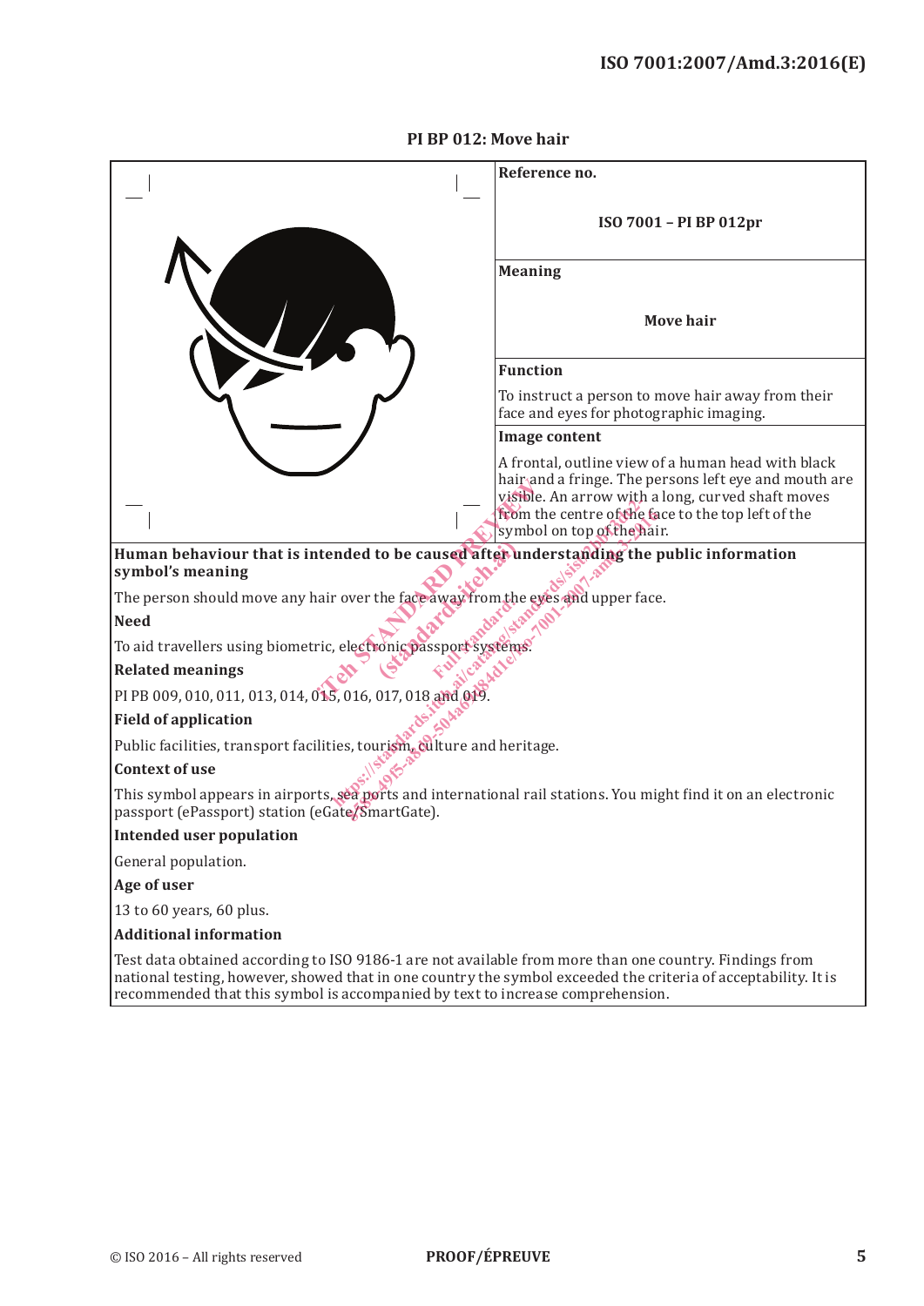**PI BP 012: Move hair**

| | Reference no. |
|---|---|
| | ISO 7001 – PI BP 012pr |
| | **Meaning** |
| | Move hair |
| | **Function** |
| | To instruct a person to move hair away from their face and eyes for photographic imaging. |
| | **Image content** |
| | A frontal, outline view of a human head with black hair and a fringe. The persons left eye and mouth are visible. An arrow with a long, curved shaft moves from the centre of the face to the top left of the symbol on top of the hair. |

**Human behaviour that is intended to be caused after understanding the public information symbol's meaning**

The person should move any hair over the face away from the eyes and upper face.

**Need**

To aid travellers using biometric, electronic passport systems.

**Related meanings**

PI PB 009, 010, 011, 013, 014, 015, 016, 017, 018 and 019.

**Field of application**

Public facilities, transport facilities, tourism, culture and heritage.

**Context of use**

This symbol appears in airports, sea ports and international rail stations. You might find it on an electronic passport (ePassport) station (eGate/SmartGate).

**Intended user population**

General population.

**Age of user**

13 to 60 years, 60 plus.

**Additional information**

Test data obtained according to ISO 9186-1 are not available from more than one country. Findings from national testing, however, showed that in one country the symbol exceeded the criteria of acceptability. It is recommended that this symbol is accompanied by text to increase comprehension.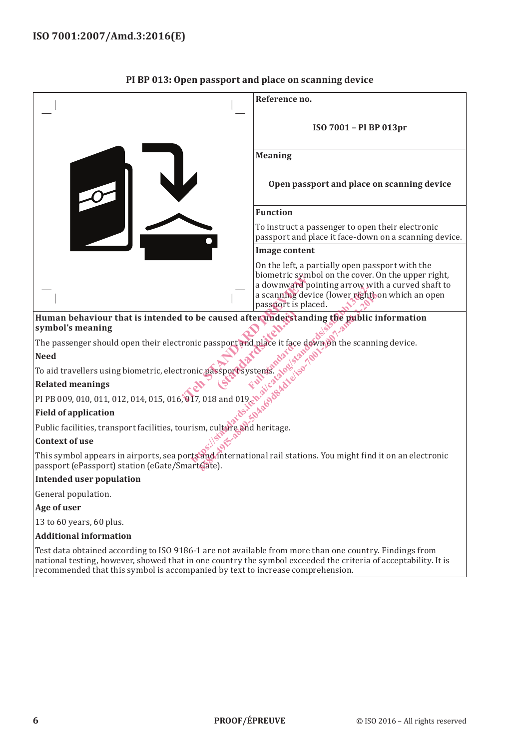## PI BP 013: Open passport and place on scanning device

| | Reference no. |
|---|---|
| | ISO 7001 – PI BP 013pr |
| | **Meaning** |
| | **Open passport and place on scanning device** |
| | **Function** |
| | To instruct a passenger to open their electronic passport and place it face-down on a scanning device. |
| | **Image content** |
| | On the left, a partially open passport with the biometric symbol on the cover. On the upper right, a downward pointing arrow with a curved shaft to a scanning device (lower right) on which an open passport is placed. |

**Human behaviour that is intended to be caused after understanding the public information symbol's meaning**

The passenger should open their electronic passport and place it face down on the scanning device.

**Need**

To aid travellers using biometric, electronic passport systems.

**Related meanings**

PI PB 009, 010, 011, 012, 014, 015, 016, 017, 018 and 019.

**Field of application**

Public facilities, transport facilities, tourism, culture and heritage.

**Context of use**

This symbol appears in airports, sea ports and international rail stations. You might find it on an electronic passport (ePassport) station (eGate/SmartGate).

**Intended user population**

General population.

**Age of user**

13 to 60 years, 60 plus.

**Additional information**

Test data obtained according to ISO 9186-1 are not available from more than one country. Findings from national testing, however, showed that in one country the symbol exceeded the criteria of acceptability. It is recommended that this symbol is accompanied by text to increase comprehension.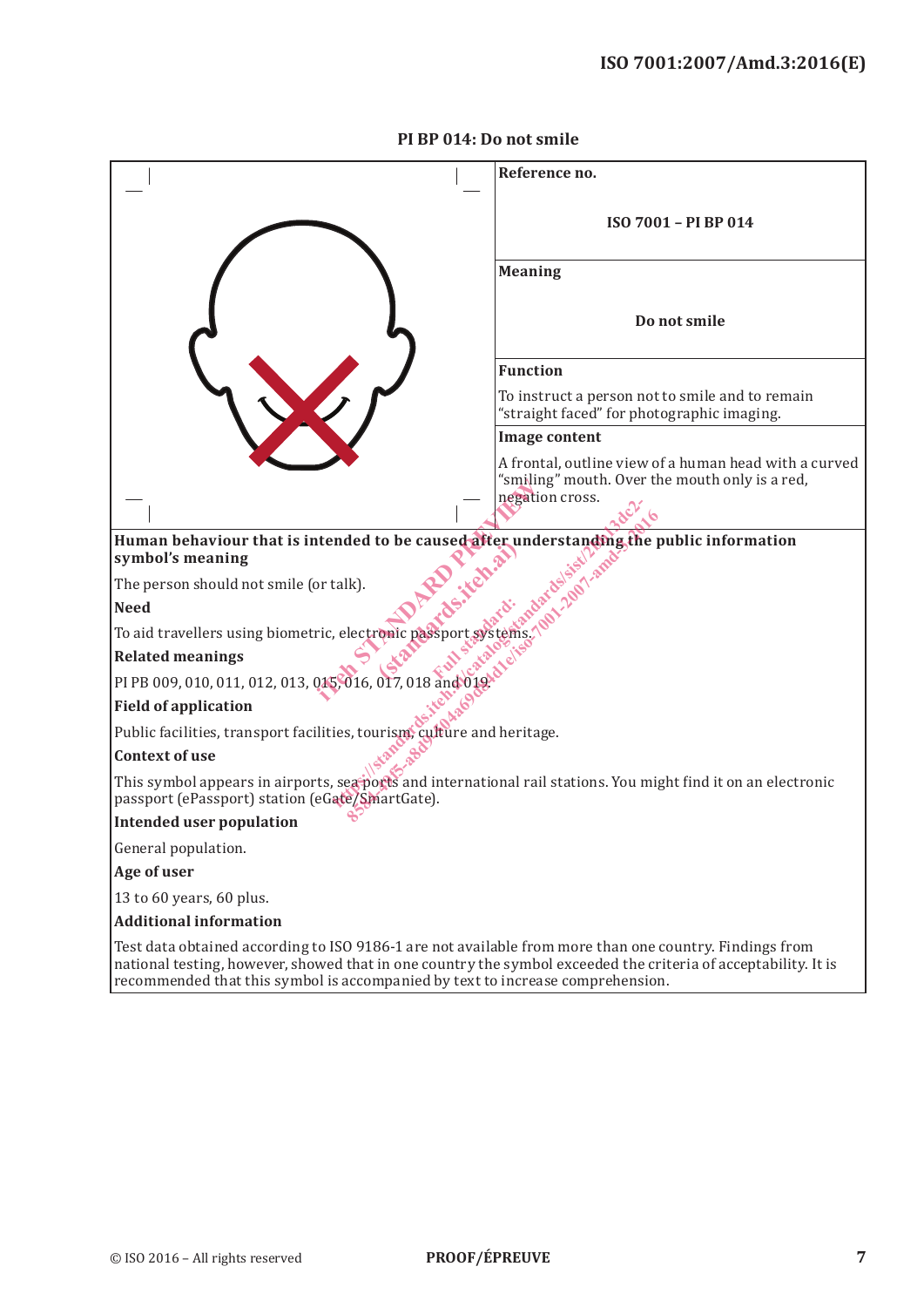**PI BP 014: Do not smile**

| | |
|---|---|
| | **Reference no.**<br><br>ISO 7001 – PI BP 014 |
| | **Meaning**<br><br>Do not smile |
| | **Function**<br><br>To instruct a person not to smile and to remain "straight faced" for photographic imaging. |
| | **Image content**<br><br>A frontal, outline view of a human head with a curved "smiling" mouth. Over the mouth only is a red, negation cross. |

**Human behaviour that is intended to be caused after understanding the public information symbol's meaning**

The person should not smile (or talk).

**Need**

To aid travellers using biometric, electronic passport systems.

**Related meanings**

PI PB 009, 010, 011, 012, 013, 015, 016, 017, 018 and 019.

**Field of application**

Public facilities, transport facilities, tourism, culture and heritage.

**Context of use**

This symbol appears in airports, sea ports and international rail stations. You might find it on an electronic passport (ePassport) station (eGate/SmartGate).

**Intended user population**

General population.

**Age of user**

13 to 60 years, 60 plus.

**Additional information**

Test data obtained according to ISO 9186-1 are not available from more than one country. Findings from national testing, however, showed that in one country the symbol exceeded the criteria of acceptability. It is recommended that this symbol is accompanied by text to increase comprehension.